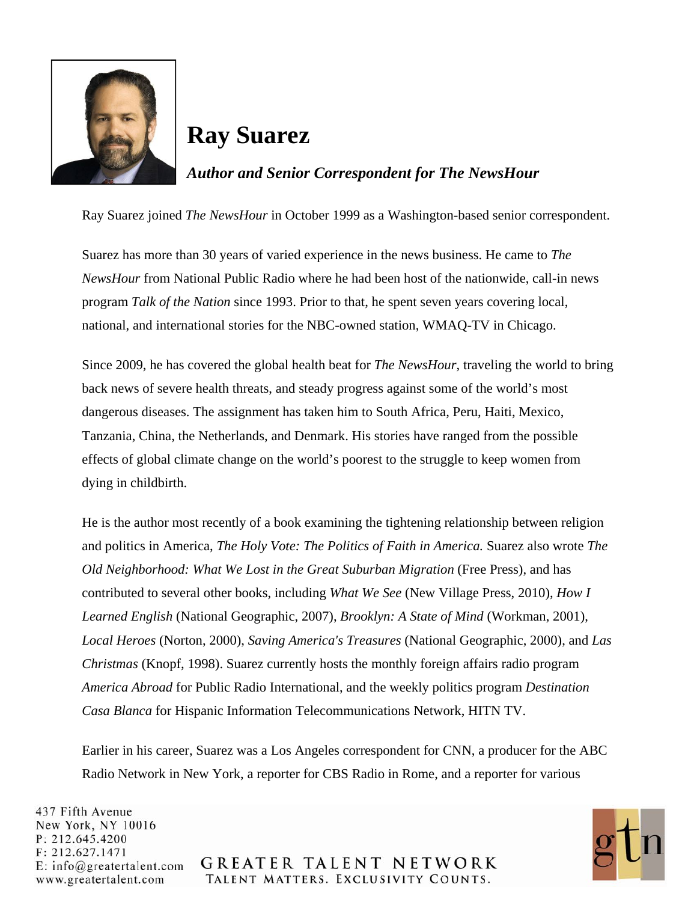# Ray Suarez

***Author and Senior Correspondent for The NewsHour***

Ray Suarez joined *The NewsHour* in October 1999 as a Washington-based senior correspondent.

Suarez has more than 30 years of varied experience in the news business. He came to *The NewsHour* from National Public Radio where he had been host of the nationwide, call-in news program *Talk of the Nation* since 1993. Prior to that, he spent seven years covering local, national, and international stories for the NBC-owned station, WMAQ-TV in Chicago.

Since 2009, he has covered the global health beat for *The NewsHour*, traveling the world to bring back news of severe health threats, and steady progress against some of the world's most dangerous diseases. The assignment has taken him to South Africa, Peru, Haiti, Mexico, Tanzania, China, the Netherlands, and Denmark. His stories have ranged from the possible effects of global climate change on the world's poorest to the struggle to keep women from dying in childbirth.

He is the author most recently of a book examining the tightening relationship between religion and politics in America, *The Holy Vote: The Politics of Faith in America.* Suarez also wrote *The Old Neighborhood: What We Lost in the Great Suburban Migration* (Free Press), and has contributed to several other books, including *What We See* (New Village Press, 2010), *How I Learned English* (National Geographic, 2007), *Brooklyn: A State of Mind* (Workman, 2001), *Local Heroes* (Norton, 2000), *Saving America's Treasures* (National Geographic, 2000), and *Las Christmas* (Knopf, 1998). Suarez currently hosts the monthly foreign affairs radio program *America Abroad* for Public Radio International, and the weekly politics program *Destination Casa Blanca* for Hispanic Information Telecommunications Network, HITN TV.

Earlier in his career, Suarez was a Los Angeles correspondent for CNN, a producer for the ABC Radio Network in New York, a reporter for CBS Radio in Rome, and a reporter for various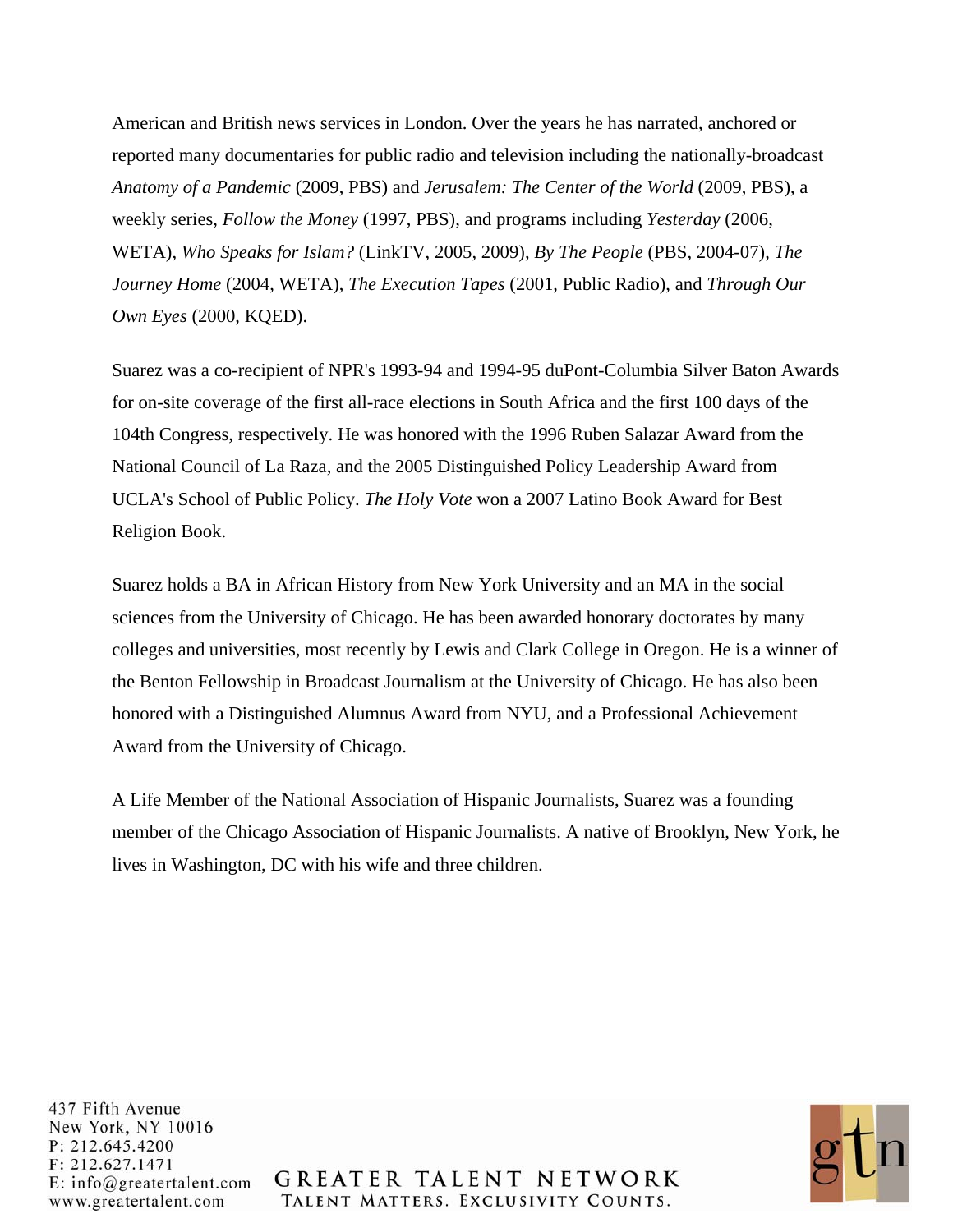American and British news services in London. Over the years he has narrated, anchored or reported many documentaries for public radio and television including the nationally-broadcast *Anatomy of a Pandemic* (2009, PBS) and *Jerusalem: The Center of the World* (2009, PBS), a weekly series, *Follow the Money* (1997, PBS), and programs including *Yesterday* (2006, WETA), *Who Speaks for Islam?* (LinkTV, 2005, 2009), *By The People* (PBS, 2004-07), *The Journey Home* (2004, WETA), *The Execution Tapes* (2001, Public Radio), and *Through Our Own Eyes* (2000, KQED).

Suarez was a co-recipient of NPR's 1993-94 and 1994-95 duPont-Columbia Silver Baton Awards for on-site coverage of the first all-race elections in South Africa and the first 100 days of the 104th Congress, respectively. He was honored with the 1996 Ruben Salazar Award from the National Council of La Raza, and the 2005 Distinguished Policy Leadership Award from UCLA's School of Public Policy. *The Holy Vote* won a 2007 Latino Book Award for Best Religion Book.

Suarez holds a BA in African History from New York University and an MA in the social sciences from the University of Chicago. He has been awarded honorary doctorates by many colleges and universities, most recently by Lewis and Clark College in Oregon. He is a winner of the Benton Fellowship in Broadcast Journalism at the University of Chicago. He has also been honored with a Distinguished Alumnus Award from NYU, and a Professional Achievement Award from the University of Chicago.

A Life Member of the National Association of Hispanic Journalists, Suarez was a founding member of the Chicago Association of Hispanic Journalists. A native of Brooklyn, New York, he lives in Washington, DC with his wife and three children.